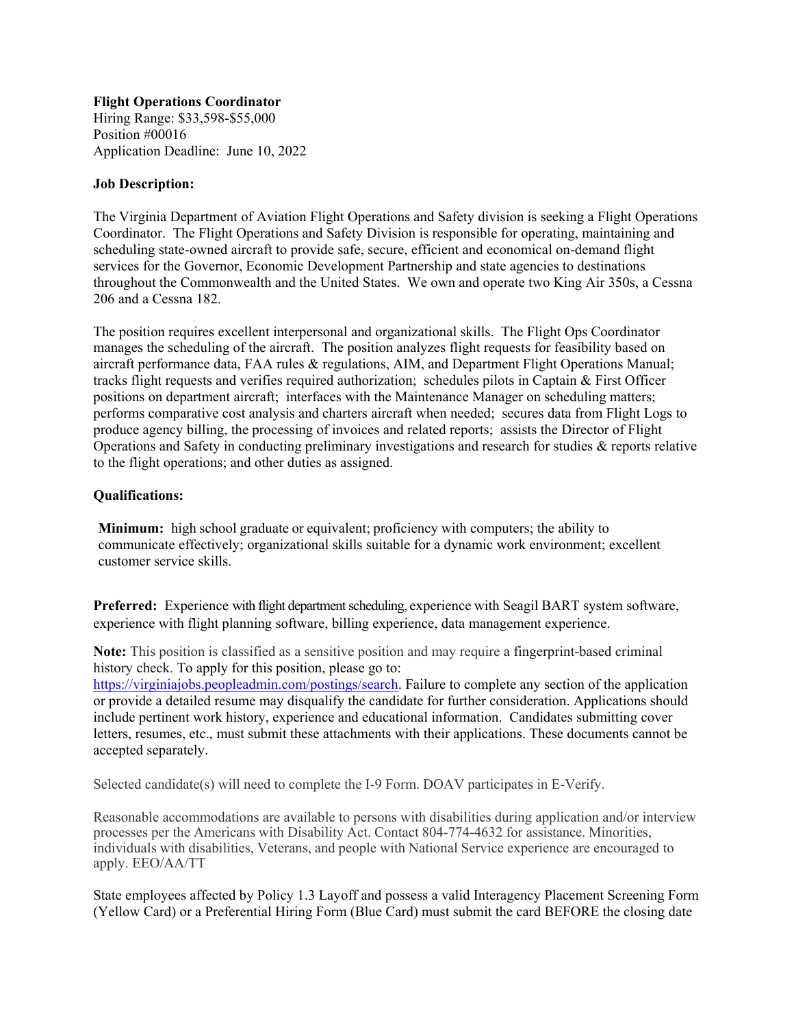**Flight Operations Coordinator**
Hiring Range: $33,598-$55,000
Position #00016
Application Deadline: June 10, 2022

**Job Description:**

The Virginia Department of Aviation Flight Operations and Safety division is seeking a Flight Operations Coordinator. The Flight Operations and Safety Division is responsible for operating, maintaining and scheduling state-owned aircraft to provide safe, secure, efficient and economical on-demand flight services for the Governor, Economic Development Partnership and state agencies to destinations throughout the Commonwealth and the United States. We own and operate two King Air 350s, a Cessna 206 and a Cessna 182.

The position requires excellent interpersonal and organizational skills. The Flight Ops Coordinator manages the scheduling of the aircraft. The position analyzes flight requests for feasibility based on aircraft performance data, FAA rules & regulations, AIM, and Department Flight Operations Manual; tracks flight requests and verifies required authorization; schedules pilots in Captain & First Officer positions on department aircraft; interfaces with the Maintenance Manager on scheduling matters; performs comparative cost analysis and charters aircraft when needed; secures data from Flight Logs to produce agency billing, the processing of invoices and related reports; assists the Director of Flight Operations and Safety in conducting preliminary investigations and research for studies & reports relative to the flight operations; and other duties as assigned.

**Qualifications:**

**Minimum:** high school graduate or equivalent; proficiency with computers; the ability to communicate effectively; organizational skills suitable for a dynamic work environment; excellent customer service skills.

**Preferred:** Experience with flight department scheduling, experience with Seagil BART system software, experience with flight planning software, billing experience, data management experience.

**Note:** This position is classified as a sensitive position and may require a fingerprint-based criminal history check. To apply for this position, please go to: https://virginiajobs.peopleadmin.com/postings/search. Failure to complete any section of the application or provide a detailed resume may disqualify the candidate for further consideration. Applications should include pertinent work history, experience and educational information. Candidates submitting cover letters, resumes, etc., must submit these attachments with their applications. These documents cannot be accepted separately.

Selected candidate(s) will need to complete the I-9 Form. DOAV participates in E-Verify.

Reasonable accommodations are available to persons with disabilities during application and/or interview processes per the Americans with Disability Act. Contact 804-774-4632 for assistance. Minorities, individuals with disabilities, Veterans, and people with National Service experience are encouraged to apply. EEO/AA/TT

State employees affected by Policy 1.3 Layoff and possess a valid Interagency Placement Screening Form (Yellow Card) or a Preferential Hiring Form (Blue Card) must submit the card BEFORE the closing date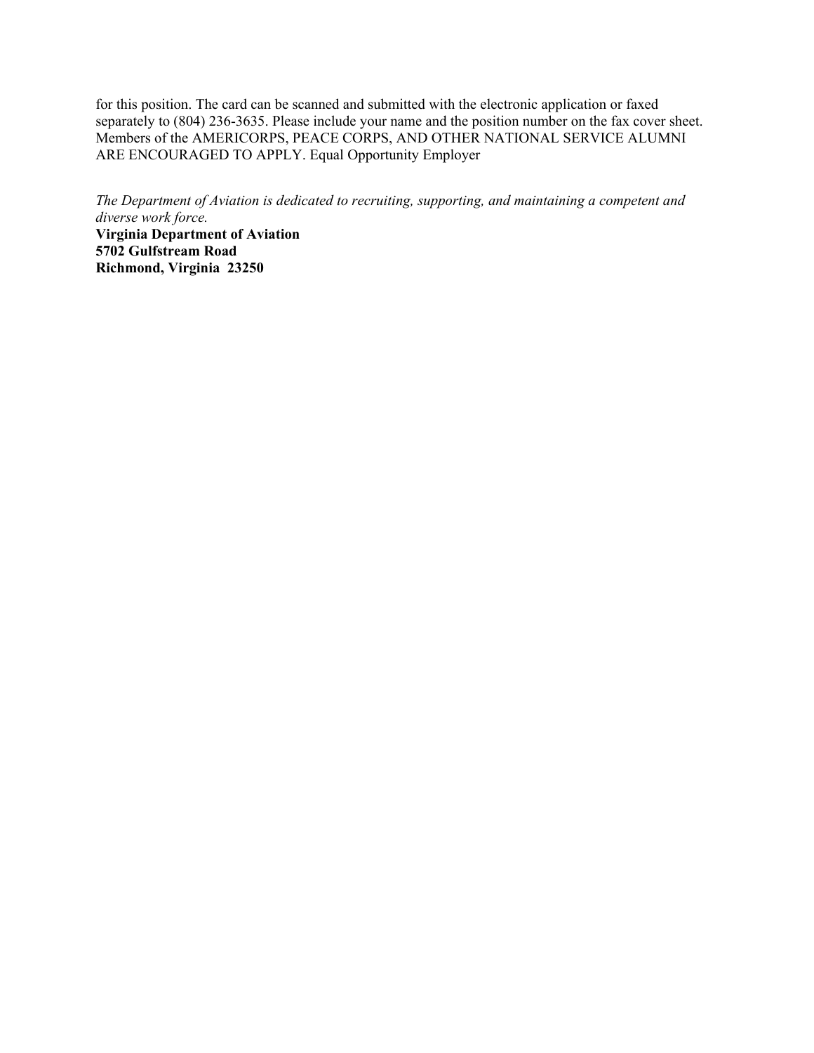for this position. The card can be scanned and submitted with the electronic application or faxed separately to (804) 236-3635. Please include your name and the position number on the fax cover sheet. Members of the AMERICORPS, PEACE CORPS, AND OTHER NATIONAL SERVICE ALUMNI ARE ENCOURAGED TO APPLY. Equal Opportunity Employer

*The Department of Aviation is dedicated to recruiting, supporting, and maintaining a competent and diverse work force.*

**Virginia Department of Aviation**
**5702 Gulfstream Road**
**Richmond, Virginia 23250**